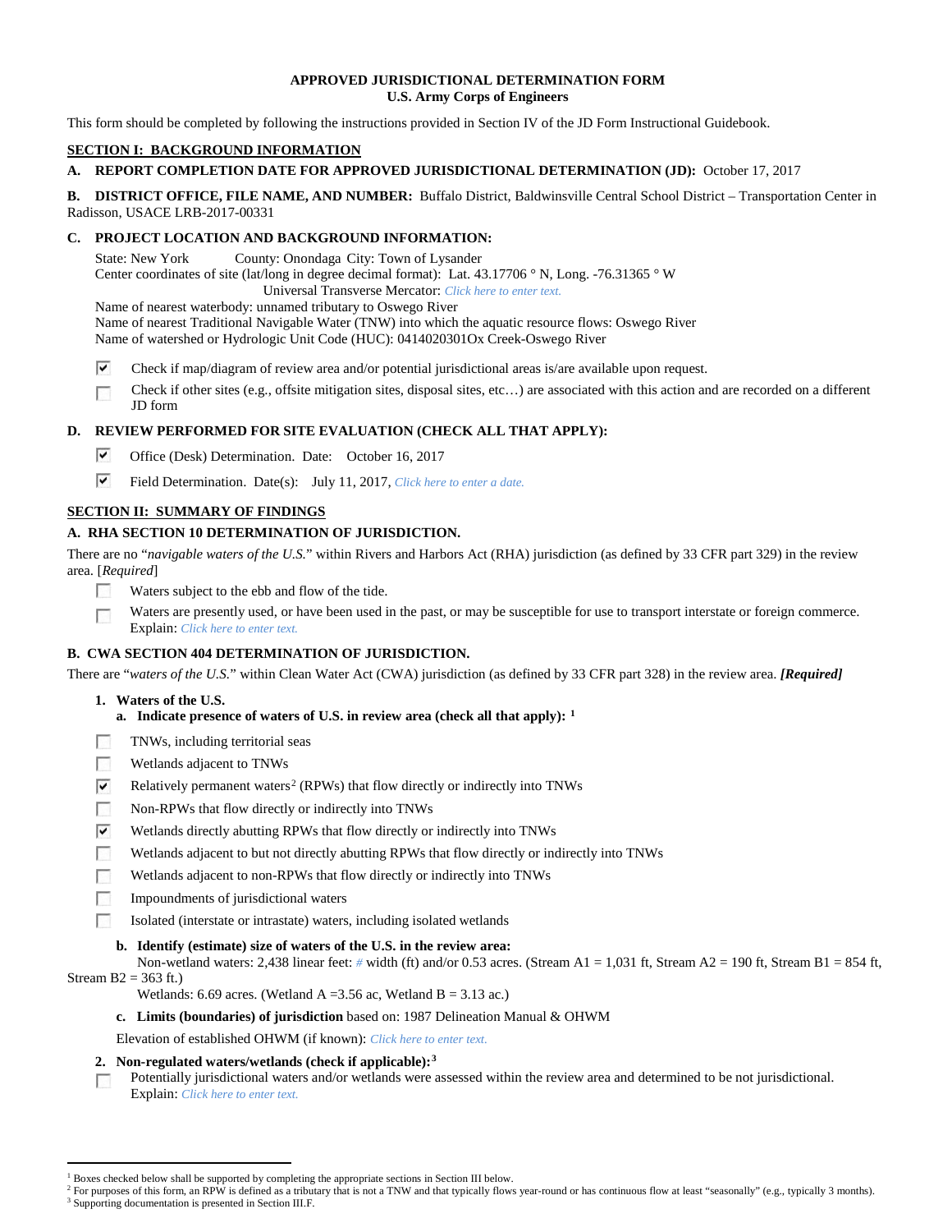# APPROVED JURISDICTIONAL DETERMINATION FORM
## U.S. Army Corps of Engineers

This form should be completed by following the instructions provided in Section IV of the JD Form Instructional Guidebook.

## SECTION I: BACKGROUND INFORMATION

**A. REPORT COMPLETION DATE FOR APPROVED JURISDICTIONAL DETERMINATION (JD):** October 17, 2017

**B. DISTRICT OFFICE, FILE NAME, AND NUMBER:** Buffalo District, Baldwinsville Central School District – Transportation Center in Radisson, USACE LRB-2017-00331

**C. PROJECT LOCATION AND BACKGROUND INFORMATION:**

State: New York County: Onondaga City: Town of Lysander
Center coordinates of site (lat/long in degree decimal format): Lat. 43.17706 ° N, Long. -76.31365 ° W
Universal Transverse Mercator: Click here to enter text.
Name of nearest waterbody: unnamed tributary to Oswego River
Name of nearest Traditional Navigable Water (TNW) into which the aquatic resource flows: Oswego River
Name of watershed or Hydrologic Unit Code (HUC): 0414020301Ox Creek-Oswego River

- [x] Check if map/diagram of review area and/or potential jurisdictional areas is/are available upon request.
- [ ] Check if other sites (e.g., offsite mitigation sites, disposal sites, etc…) are associated with this action and are recorded on a different JD form

**D. REVIEW PERFORMED FOR SITE EVALUATION (CHECK ALL THAT APPLY):**

- [x] Office (Desk) Determination. Date: October 16, 2017
- [x] Field Determination. Date(s): July 11, 2017, Click here to enter a date.

## SECTION II: SUMMARY OF FINDINGS

**A. RHA SECTION 10 DETERMINATION OF JURISDICTION.**

There are no "*navigable waters of the U.S.*" within Rivers and Harbors Act (RHA) jurisdiction (as defined by 33 CFR part 329) in the review area. [*Required*]

- [ ] Waters subject to the ebb and flow of the tide.
- [ ] Waters are presently used, or have been used in the past, or may be susceptible for use to transport interstate or foreign commerce. Explain: Click here to enter text.

**B. CWA SECTION 404 DETERMINATION OF JURISDICTION.**

There are "*waters of the U.S.*" within Clean Water Act (CWA) jurisdiction (as defined by 33 CFR part 328) in the review area. ***[Required]***

**1. Waters of the U.S.**

**a. Indicate presence of waters of U.S. in review area (check all that apply):** [1]

- [ ] TNWs, including territorial seas
- [ ] Wetlands adjacent to TNWs
- [x] Relatively permanent waters[2] (RPWs) that flow directly or indirectly into TNWs
- [ ] Non-RPWs that flow directly or indirectly into TNWs
- [x] Wetlands directly abutting RPWs that flow directly or indirectly into TNWs
- [ ] Wetlands adjacent to but not directly abutting RPWs that flow directly or indirectly into TNWs
- [ ] Wetlands adjacent to non-RPWs that flow directly or indirectly into TNWs
- [ ] Impoundments of jurisdictional waters
- [ ] Isolated (interstate or intrastate) waters, including isolated wetlands

**b. Identify (estimate) size of waters of the U.S. in the review area:**

Non-wetland waters: 2,438 linear feet: # width (ft) and/or 0.53 acres. (Stream A1 = 1,031 ft, Stream A2 = 190 ft, Stream B1 = 854 ft, Stream B2 = 363 ft.)

Wetlands: 6.69 acres. (Wetland A =3.56 ac, Wetland B = 3.13 ac.)

**c. Limits (boundaries) of jurisdiction** based on: 1987 Delineation Manual & OHWM

Elevation of established OHWM (if known): Click here to enter text.

**2. Non-regulated waters/wetlands (check if applicable):**[3]

- [ ] Potentially jurisdictional waters and/or wetlands were assessed within the review area and determined to be not jurisdictional. Explain: Click here to enter text.

---

[1] Boxes checked below shall be supported by completing the appropriate sections in Section III below.
[2] For purposes of this form, an RPW is defined as a tributary that is not a TNW and that typically flows year-round or has continuous flow at least "seasonally" (e.g., typically 3 months).
[3] Supporting documentation is presented in Section III.F.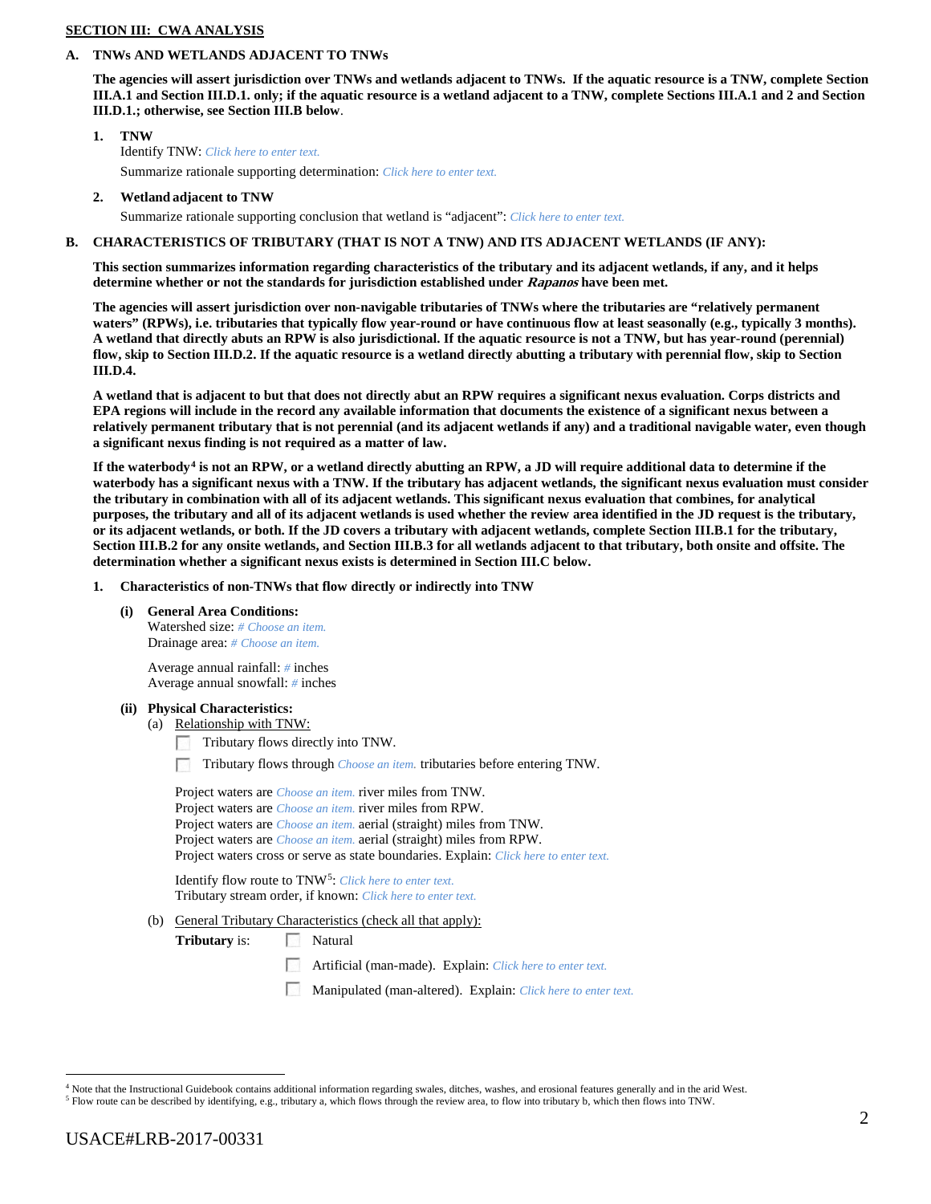## SECTION III: CWA ANALYSIS

### A. TNWs AND WETLANDS ADJACENT TO TNWs

**The agencies will assert jurisdiction over TNWs and wetlands adjacent to TNWs. If the aquatic resource is a TNW, complete Section III.A.1 and Section III.D.1. only; if the aquatic resource is a wetland adjacent to a TNW, complete Sections III.A.1 and 2 and Section III.D.1.; otherwise, see Section III.B below**.

**1. TNW**

Identify TNW: *Click here to enter text.*

Summarize rationale supporting determination: *Click here to enter text.*

**2. Wetland adjacent to TNW**

Summarize rationale supporting conclusion that wetland is "adjacent": *Click here to enter text.*

### B. CHARACTERISTICS OF TRIBUTARY (THAT IS NOT A TNW) AND ITS ADJACENT WETLANDS (IF ANY):

**This section summarizes information regarding characteristics of the tributary and its adjacent wetlands, if any, and it helps determine whether or not the standards for jurisdiction established under *Rapanos* have been met.**

**The agencies will assert jurisdiction over non-navigable tributaries of TNWs where the tributaries are "relatively permanent waters" (RPWs), i.e. tributaries that typically flow year-round or have continuous flow at least seasonally (e.g., typically 3 months). A wetland that directly abuts an RPW is also jurisdictional. If the aquatic resource is not a TNW, but has year-round (perennial) flow, skip to Section III.D.2. If the aquatic resource is a wetland directly abutting a tributary with perennial flow, skip to Section III.D.4.**

**A wetland that is adjacent to but that does not directly abut an RPW requires a significant nexus evaluation. Corps districts and EPA regions will include in the record any available information that documents the existence of a significant nexus between a relatively permanent tributary that is not perennial (and its adjacent wetlands if any) and a traditional navigable water, even though a significant nexus finding is not required as a matter of law.**

**If the waterbody[4] is not an RPW, or a wetland directly abutting an RPW, a JD will require additional data to determine if the waterbody has a significant nexus with a TNW. If the tributary has adjacent wetlands, the significant nexus evaluation must consider the tributary in combination with all of its adjacent wetlands. This significant nexus evaluation that combines, for analytical purposes, the tributary and all of its adjacent wetlands is used whether the review area identified in the JD request is the tributary, or its adjacent wetlands, or both. If the JD covers a tributary with adjacent wetlands, complete Section III.B.1 for the tributary, Section III.B.2 for any onsite wetlands, and Section III.B.3 for all wetlands adjacent to that tributary, both onsite and offsite. The determination whether a significant nexus exists is determined in Section III.C below.**

**1. Characteristics of non-TNWs that flow directly or indirectly into TNW**

**(i) General Area Conditions:**

Watershed size: *# Choose an item.*
Drainage area: *# Choose an item.*

Average annual rainfall: *#* inches
Average annual snowfall: *#* inches

**(ii) Physical Characteristics:**

(a) Relationship with TNW:

☐ Tributary flows directly into TNW.

☐ Tributary flows through *Choose an item.* tributaries before entering TNW.

Project waters are *Choose an item.* river miles from TNW.
Project waters are *Choose an item.* river miles from RPW.
Project waters are *Choose an item.* aerial (straight) miles from TNW.
Project waters are *Choose an item.* aerial (straight) miles from RPW.
Project waters cross or serve as state boundaries. Explain: *Click here to enter text.*

Identify flow route to TNW[5]: *Click here to enter text.*
Tributary stream order, if known: *Click here to enter text.*

(b) General Tributary Characteristics (check all that apply):

**Tributary** is: ☐ Natural

☐ Artificial (man-made). Explain: *Click here to enter text.*

☐ Manipulated (man-altered). Explain: *Click here to enter text.*

---

[4] Note that the Instructional Guidebook contains additional information regarding swales, ditches, washes, and erosional features generally and in the arid West.
[5] Flow route can be described by identifying, e.g., tributary a, which flows through the review area, to flow into tributary b, which then flows into TNW.

USACE#LRB-2017-00331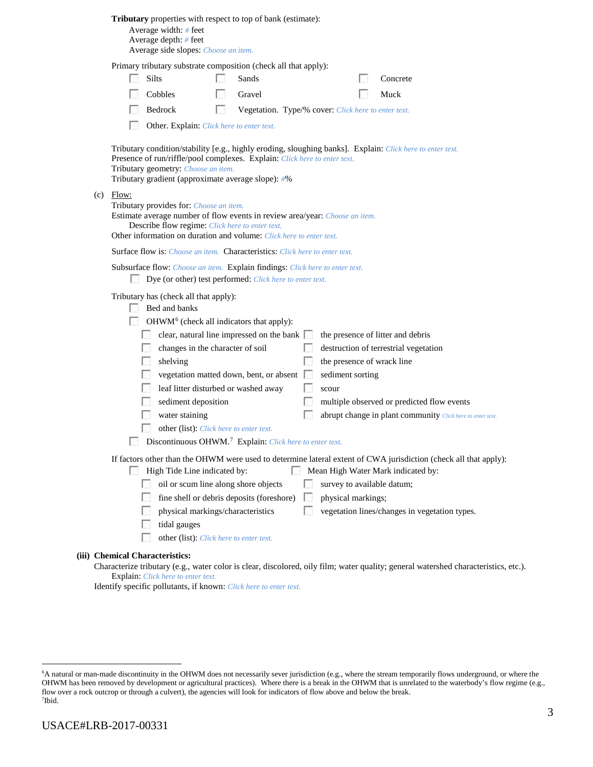**Tributary** properties with respect to top of bank (estimate):

Average width: # feet
Average depth: # feet
Average side slopes: Choose an item.

Primary tributary substrate composition (check all that apply):

- ☐ Silts
- ☐ Sands
- ☐ Concrete
- ☐ Cobbles
- ☐ Gravel
- ☐ Muck
- ☐ Bedrock
- ☐ Vegetation. Type/% cover: Click here to enter text.
- ☐ Other. Explain: Click here to enter text.

Tributary condition/stability [e.g., highly eroding, sloughing banks]. Explain: Click here to enter text.
Presence of run/riffle/pool complexes. Explain: Click here to enter text.
Tributary geometry: Choose an item.
Tributary gradient (approximate average slope): #%

(c) Flow:

Tributary provides for: Choose an item.
Estimate average number of flow events in review area/year: Choose an item.
Describe flow regime: Click here to enter text.
Other information on duration and volume: Click here to enter text.

Surface flow is: Choose an item. Characteristics: Click here to enter text.

Subsurface flow: Choose an item. Explain findings: Click here to enter text.

- ☐ Dye (or other) test performed: Click here to enter text.

Tributary has (check all that apply):

- ☐ Bed and banks
- ☐ OHWM[6] (check all indicators that apply):
  - ☐ clear, natural line impressed on the bank
  - ☐ the presence of litter and debris
  - ☐ changes in the character of soil
  - ☐ destruction of terrestrial vegetation
  - ☐ shelving
  - ☐ the presence of wrack line
  - ☐ vegetation matted down, bent, or absent
  - ☐ sediment sorting
  - ☐ leaf litter disturbed or washed away
  - ☐ scour
  - ☐ sediment deposition
  - ☐ multiple observed or predicted flow events
  - ☐ water staining
  - ☐ abrupt change in plant community Click here to enter text.
  - ☐ other (list): Click here to enter text.
- ☐ Discontinuous OHWM.[7] Explain: Click here to enter text.

If factors other than the OHWM were used to determine lateral extent of CWA jurisdiction (check all that apply):

- ☐ High Tide Line indicated by:
  - ☐ oil or scum line along shore objects
  - ☐ fine shell or debris deposits (foreshore)
  - ☐ physical markings/characteristics
  - ☐ tidal gauges
  - ☐ other (list): Click here to enter text.
- ☐ Mean High Water Mark indicated by:
  - ☐ survey to available datum;
  - ☐ physical markings;
  - ☐ vegetation lines/changes in vegetation types.

**(iii) Chemical Characteristics:**

Characterize tributary (e.g., water color is clear, discolored, oily film; water quality; general watershed characteristics, etc.).
Explain: Click here to enter text.
Identify specific pollutants, if known: Click here to enter text.

---

[6] A natural or man-made discontinuity in the OHWM does not necessarily sever jurisdiction (e.g., where the stream temporarily flows underground, or where the OHWM has been removed by development or agricultural practices). Where there is a break in the OHWM that is unrelated to the waterbody's flow regime (e.g., flow over a rock outcrop or through a culvert), the agencies will look for indicators of flow above and below the break.
[7] Ibid.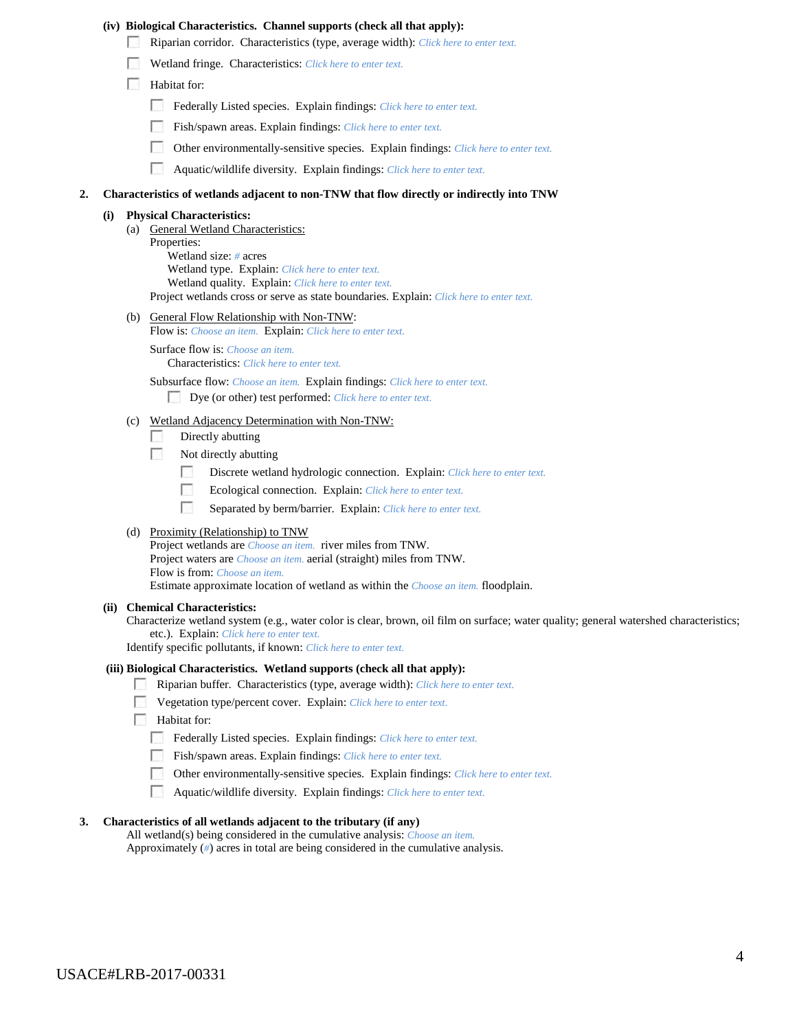**(iv) Biological Characteristics. Channel supports (check all that apply):**

- ☐ Riparian corridor. Characteristics (type, average width): *Click here to enter text.*
- ☐ Wetland fringe. Characteristics: *Click here to enter text.*
- ☐ Habitat for:
  - ☐ Federally Listed species. Explain findings: *Click here to enter text.*
  - ☐ Fish/spawn areas. Explain findings: *Click here to enter text.*
  - ☐ Other environmentally-sensitive species. Explain findings: *Click here to enter text.*
  - ☐ Aquatic/wildlife diversity. Explain findings: *Click here to enter text.*

**2. Characteristics of wetlands adjacent to non-TNW that flow directly or indirectly into TNW**

**(i) Physical Characteristics:**

(a) General Wetland Characteristics:

Properties:

Wetland size: *#* acres

Wetland type. Explain: *Click here to enter text.*

Wetland quality. Explain: *Click here to enter text.*

Project wetlands cross or serve as state boundaries. Explain: *Click here to enter text.*

(b) General Flow Relationship with Non-TNW:

Flow is: *Choose an item.* Explain: *Click here to enter text.*

Surface flow is: *Choose an item.*

Characteristics: *Click here to enter text.*

Subsurface flow: *Choose an item.* Explain findings: *Click here to enter text.*

- ☐ Dye (or other) test performed: *Click here to enter text.*

(c) Wetland Adjacency Determination with Non-TNW:

- ☐ Directly abutting
- ☐ Not directly abutting
  - ☐ Discrete wetland hydrologic connection. Explain: *Click here to enter text.*
  - ☐ Ecological connection. Explain: *Click here to enter text.*
  - ☐ Separated by berm/barrier. Explain: *Click here to enter text.*

(d) Proximity (Relationship) to TNW

Project wetlands are *Choose an item.* river miles from TNW.

Project waters are *Choose an item.* aerial (straight) miles from TNW.

Flow is from: *Choose an item.*

Estimate approximate location of wetland as within the *Choose an item.* floodplain.

**(ii) Chemical Characteristics:**

Characterize wetland system (e.g., water color is clear, brown, oil film on surface; water quality; general watershed characteristics; etc.). Explain: *Click here to enter text.*

Identify specific pollutants, if known: *Click here to enter text.*

**(iii) Biological Characteristics. Wetland supports (check all that apply):**

- ☐ Riparian buffer. Characteristics (type, average width): *Click here to enter text.*
- ☐ Vegetation type/percent cover. Explain: *Click here to enter text.*
- ☐ Habitat for:
  - ☐ Federally Listed species. Explain findings: *Click here to enter text.*
  - ☐ Fish/spawn areas. Explain findings: *Click here to enter text.*
  - ☐ Other environmentally-sensitive species. Explain findings: *Click here to enter text.*
  - ☐ Aquatic/wildlife diversity. Explain findings: *Click here to enter text.*

**3. Characteristics of all wetlands adjacent to the tributary (if any)**

All wetland(s) being considered in the cumulative analysis: *Choose an item.*

Approximately (*#*) acres in total are being considered in the cumulative analysis.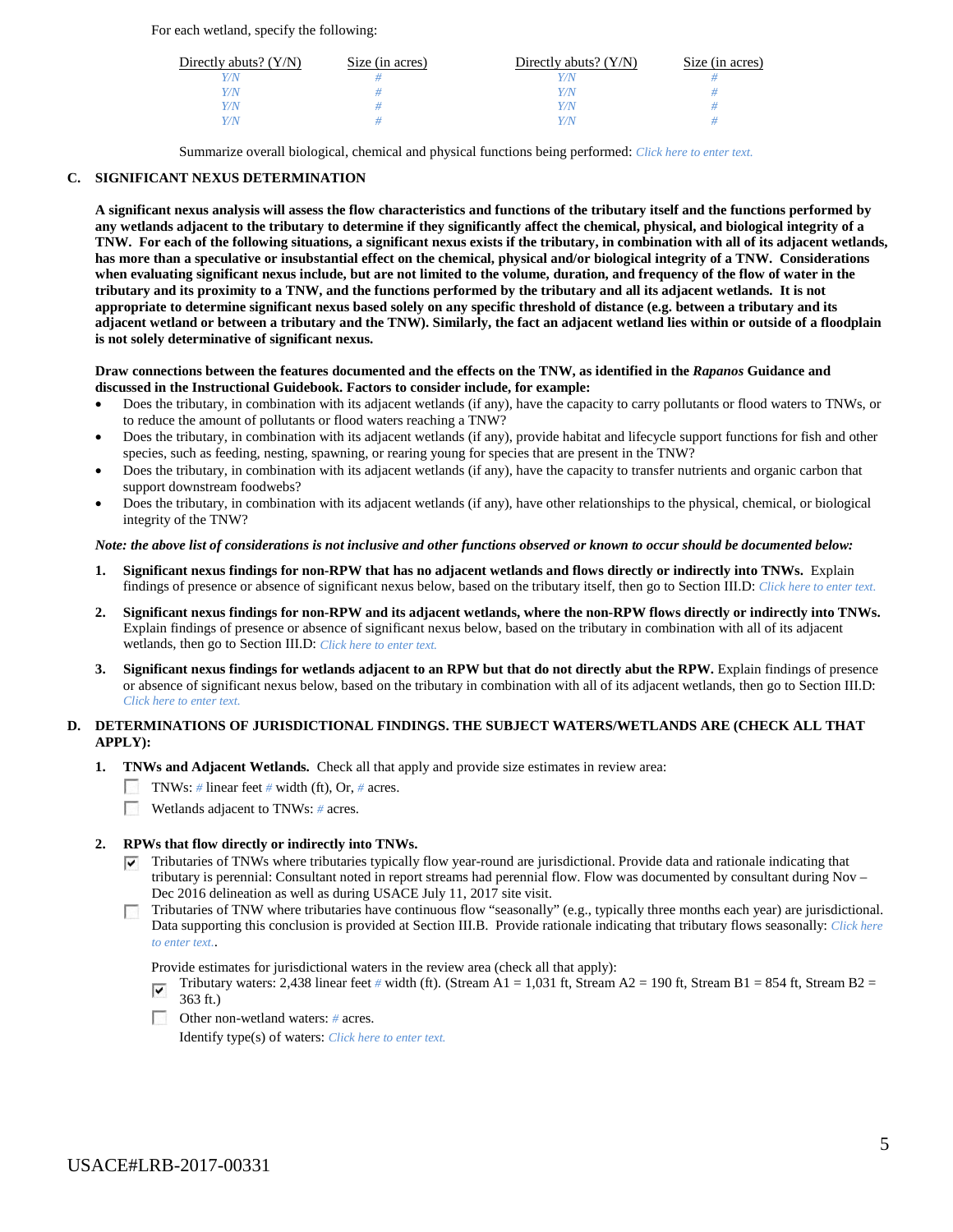For each wetland, specify the following:

| Directly abuts? (Y/N) | Size (in acres) | Directly abuts? (Y/N) | Size (in acres) |
|---|---|---|---|
| Y/N | # | Y/N | # |
| Y/N | # | Y/N | # |
| Y/N | # | Y/N | # |
| Y/N | # | Y/N | # |

Summarize overall biological, chemical and physical functions being performed: Click here to enter text.

## C. SIGNIFICANT NEXUS DETERMINATION

**A significant nexus analysis will assess the flow characteristics and functions of the tributary itself and the functions performed by any wetlands adjacent to the tributary to determine if they significantly affect the chemical, physical, and biological integrity of a TNW. For each of the following situations, a significant nexus exists if the tributary, in combination with all of its adjacent wetlands, has more than a speculative or insubstantial effect on the chemical, physical and/or biological integrity of a TNW. Considerations when evaluating significant nexus include, but are not limited to the volume, duration, and frequency of the flow of water in the tributary and its proximity to a TNW, and the functions performed by the tributary and all its adjacent wetlands. It is not appropriate to determine significant nexus based solely on any specific threshold of distance (e.g. between a tributary and its adjacent wetland or between a tributary and the TNW). Similarly, the fact an adjacent wetland lies within or outside of a floodplain is not solely determinative of significant nexus.**

**Draw connections between the features documented and the effects on the TNW, as identified in the *Rapanos* Guidance and discussed in the Instructional Guidebook. Factors to consider include, for example:**

- Does the tributary, in combination with its adjacent wetlands (if any), have the capacity to carry pollutants or flood waters to TNWs, or to reduce the amount of pollutants or flood waters reaching a TNW?
- Does the tributary, in combination with its adjacent wetlands (if any), provide habitat and lifecycle support functions for fish and other species, such as feeding, nesting, spawning, or rearing young for species that are present in the TNW?
- Does the tributary, in combination with its adjacent wetlands (if any), have the capacity to transfer nutrients and organic carbon that support downstream foodwebs?
- Does the tributary, in combination with its adjacent wetlands (if any), have other relationships to the physical, chemical, or biological integrity of the TNW?

***Note: the above list of considerations is not inclusive and other functions observed or known to occur should be documented below:***

1. **Significant nexus findings for non-RPW that has no adjacent wetlands and flows directly or indirectly into TNWs.** Explain findings of presence or absence of significant nexus below, based on the tributary itself, then go to Section III.D: Click here to enter text.

2. **Significant nexus findings for non-RPW and its adjacent wetlands, where the non-RPW flows directly or indirectly into TNWs.** Explain findings of presence or absence of significant nexus below, based on the tributary in combination with all of its adjacent wetlands, then go to Section III.D: Click here to enter text.

3. **Significant nexus findings for wetlands adjacent to an RPW but that do not directly abut the RPW.** Explain findings of presence or absence of significant nexus below, based on the tributary in combination with all of its adjacent wetlands, then go to Section III.D: Click here to enter text.

## D. DETERMINATIONS OF JURISDICTIONAL FINDINGS. THE SUBJECT WATERS/WETLANDS ARE (CHECK ALL THAT APPLY):

1. **TNWs and Adjacent Wetlands.** Check all that apply and provide size estimates in review area:

   - ☐ TNWs: # linear feet # width (ft), Or, # acres.
   - ☐ Wetlands adjacent to TNWs: # acres.

2. **RPWs that flow directly or indirectly into TNWs.**

   - ☑ Tributaries of TNWs where tributaries typically flow year-round are jurisdictional. Provide data and rationale indicating that tributary is perennial: Consultant noted in report streams had perennial flow. Flow was documented by consultant during Nov – Dec 2016 delineation as well as during USACE July 11, 2017 site visit.
   - ☐ Tributaries of TNW where tributaries have continuous flow "seasonally" (e.g., typically three months each year) are jurisdictional. Data supporting this conclusion is provided at Section III.B. Provide rationale indicating that tributary flows seasonally: Click here to enter text..

   Provide estimates for jurisdictional waters in the review area (check all that apply):

   - ☑ Tributary waters: 2,438 linear feet # width (ft). (Stream A1 = 1,031 ft, Stream A2 = 190 ft, Stream B1 = 854 ft, Stream B2 = 363 ft.)
   - ☐ Other non-wetland waters: # acres.

     Identify type(s) of waters: Click here to enter text.

USACE#LRB-2017-00331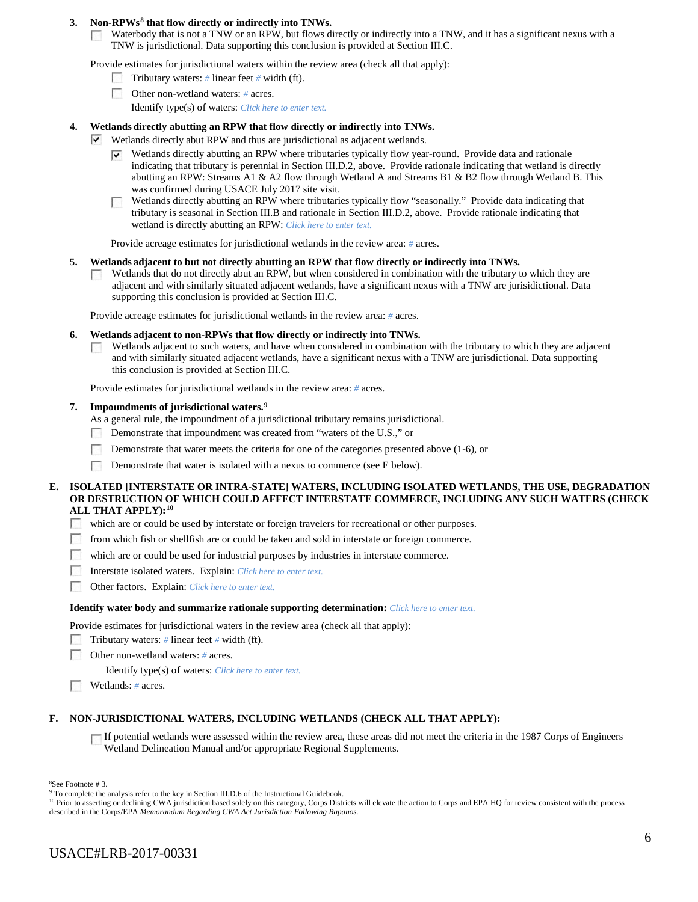**3. Non-RPWs[8] that flow directly or indirectly into TNWs.**

☐ Waterbody that is not a TNW or an RPW, but flows directly or indirectly into a TNW, and it has a significant nexus with a TNW is jurisdictional. Data supporting this conclusion is provided at Section III.C.

Provide estimates for jurisdictional waters within the review area (check all that apply):

- ☐ Tributary waters: # linear feet # width (ft).
- ☐ Other non-wetland waters: # acres.

  Identify type(s) of waters: *Click here to enter text.*

**4. Wetlands directly abutting an RPW that flow directly or indirectly into TNWs.**

☑ Wetlands directly abut RPW and thus are jurisdictional as adjacent wetlands.

- ☑ Wetlands directly abutting an RPW where tributaries typically flow year-round. Provide data and rationale indicating that tributary is perennial in Section III.D.2, above. Provide rationale indicating that wetland is directly abutting an RPW: Streams A1 & A2 flow through Wetland A and Streams B1 & B2 flow through Wetland B. This was confirmed during USACE July 2017 site visit.
- ☐ Wetlands directly abutting an RPW where tributaries typically flow "seasonally." Provide data indicating that tributary is seasonal in Section III.B and rationale in Section III.D.2, above. Provide rationale indicating that wetland is directly abutting an RPW: *Click here to enter text.*

Provide acreage estimates for jurisdictional wetlands in the review area: # acres.

**5. Wetlands adjacent to but not directly abutting an RPW that flow directly or indirectly into TNWs.**

☐ Wetlands that do not directly abut an RPW, but when considered in combination with the tributary to which they are adjacent and with similarly situated adjacent wetlands, have a significant nexus with a TNW are jurisidictional. Data supporting this conclusion is provided at Section III.C.

Provide acreage estimates for jurisdictional wetlands in the review area: # acres.

**6. Wetlands adjacent to non-RPWs that flow directly or indirectly into TNWs.**

☐ Wetlands adjacent to such waters, and have when considered in combination with the tributary to which they are adjacent and with similarly situated adjacent wetlands, have a significant nexus with a TNW are jurisdictional. Data supporting this conclusion is provided at Section III.C.

Provide estimates for jurisdictional wetlands in the review area: # acres.

**7. Impoundments of jurisdictional waters.[9]**

As a general rule, the impoundment of a jurisdictional tributary remains jurisdictional.

- ☐ Demonstrate that impoundment was created from "waters of the U.S.," or
- ☐ Demonstrate that water meets the criteria for one of the categories presented above (1-6), or
- ☐ Demonstrate that water is isolated with a nexus to commerce (see E below).

## E. ISOLATED [INTERSTATE OR INTRA-STATE] WATERS, INCLUDING ISOLATED WETLANDS, THE USE, DEGRADATION OR DESTRUCTION OF WHICH COULD AFFECT INTERSTATE COMMERCE, INCLUDING ANY SUCH WATERS (CHECK ALL THAT APPLY):[10]

- ☐ which are or could be used by interstate or foreign travelers for recreational or other purposes.
- ☐ from which fish or shellfish are or could be taken and sold in interstate or foreign commerce.
- ☐ which are or could be used for industrial purposes by industries in interstate commerce.
- ☐ Interstate isolated waters. Explain: *Click here to enter text.*
- ☐ Other factors. Explain: *Click here to enter text.*

**Identify water body and summarize rationale supporting determination:** *Click here to enter text.*

Provide estimates for jurisdictional waters in the review area (check all that apply):

- ☐ Tributary waters: # linear feet # width (ft).
- ☐ Other non-wetland waters: # acres.

  Identify type(s) of waters: *Click here to enter text.*
- ☐ Wetlands: # acres.

## F. NON-JURISDICTIONAL WATERS, INCLUDING WETLANDS (CHECK ALL THAT APPLY):

☐ If potential wetlands were assessed within the review area, these areas did not meet the criteria in the 1987 Corps of Engineers Wetland Delineation Manual and/or appropriate Regional Supplements.

---

[8] See Footnote # 3.

[9] To complete the analysis refer to the key in Section III.D.6 of the Instructional Guidebook.

[10] Prior to asserting or declining CWA jurisdiction based solely on this category, Corps Districts will elevate the action to Corps and EPA HQ for review consistent with the process described in the Corps/EPA *Memorandum Regarding CWA Act Jurisdiction Following Rapanos.*

USACE#LRB-2017-00331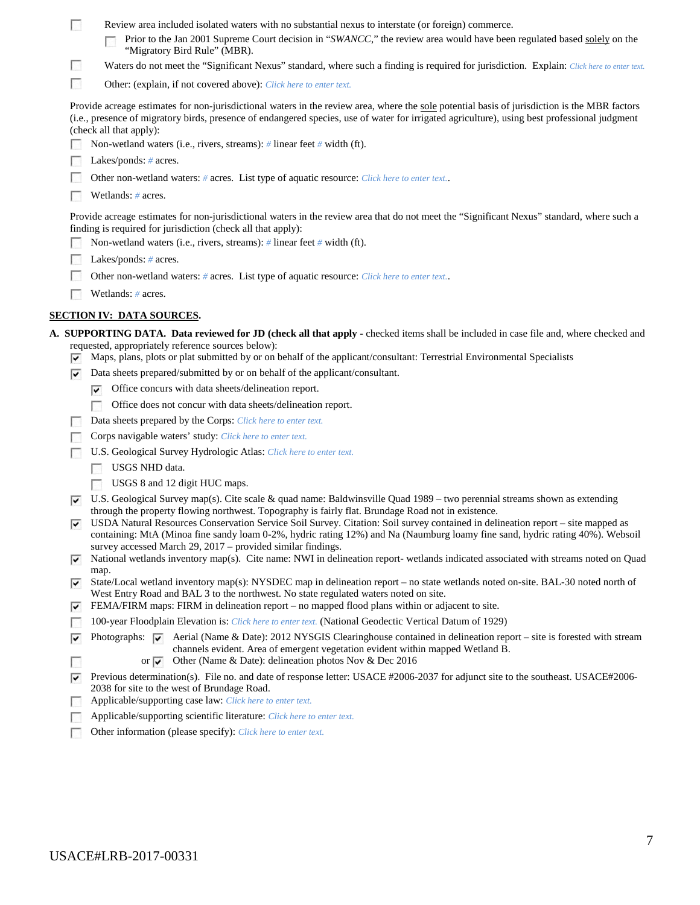- [ ] Review area included isolated waters with no substantial nexus to interstate (or foreign) commerce.
  - [ ] Prior to the Jan 2001 Supreme Court decision in "*SWANCC*," the review area would have been regulated based solely on the "Migratory Bird Rule" (MBR).
- [ ] Waters do not meet the "Significant Nexus" standard, where such a finding is required for jurisdiction. Explain: *Click here to enter text.*
- [ ] Other: (explain, if not covered above): *Click here to enter text.*

Provide acreage estimates for non-jurisdictional waters in the review area, where the sole potential basis of jurisdiction is the MBR factors (i.e., presence of migratory birds, presence of endangered species, use of water for irrigated agriculture), using best professional judgment (check all that apply):

- [ ] Non-wetland waters (i.e., rivers, streams): # linear feet # width (ft).
- [ ] Lakes/ponds: # acres.
- [ ] Other non-wetland waters: # acres. List type of aquatic resource: *Click here to enter text.*.
- [ ] Wetlands: # acres.

Provide acreage estimates for non-jurisdictional waters in the review area that do not meet the "Significant Nexus" standard, where such a finding is required for jurisdiction (check all that apply):

- [ ] Non-wetland waters (i.e., rivers, streams): # linear feet # width (ft).
- [ ] Lakes/ponds: # acres.
- [ ] Other non-wetland waters: # acres. List type of aquatic resource: *Click here to enter text.*.
- [ ] Wetlands: # acres.

## SECTION IV: DATA SOURCES.

**A. SUPPORTING DATA. Data reviewed for JD (check all that apply** - checked items shall be included in case file and, where checked and requested, appropriately reference sources below):

- [x] Maps, plans, plots or plat submitted by or on behalf of the applicant/consultant: Terrestrial Environmental Specialists
- [x] Data sheets prepared/submitted by or on behalf of the applicant/consultant.
  - [x] Office concurs with data sheets/delineation report.
  - [ ] Office does not concur with data sheets/delineation report.
- [ ] Data sheets prepared by the Corps: *Click here to enter text.*
- [ ] Corps navigable waters' study: *Click here to enter text.*
- [ ] U.S. Geological Survey Hydrologic Atlas: *Click here to enter text.*
  - [ ] USGS NHD data.
  - [ ] USGS 8 and 12 digit HUC maps.
- [x] U.S. Geological Survey map(s). Cite scale & quad name: Baldwinsville Quad 1989 – two perennial streams shown as extending through the property flowing northwest. Topography is fairly flat. Brundage Road not in existence.
- [x] USDA Natural Resources Conservation Service Soil Survey. Citation: Soil survey contained in delineation report – site mapped as containing: MtA (Minoa fine sandy loam 0-2%, hydric rating 12%) and Na (Naumburg loamy fine sand, hydric rating 40%). Websoil survey accessed March 29, 2017 – provided similar findings.
- [x] National wetlands inventory map(s). Cite name: NWI in delineation report- wetlands indicated associated with streams noted on Quad map.
- [x] State/Local wetland inventory map(s): NYSDEC map in delineation report – no state wetlands noted on-site. BAL-30 noted north of West Entry Road and BAL 3 to the northwest. No state regulated waters noted on site.
- [x] FEMA/FIRM maps: FIRM in delineation report – no mapped flood plans within or adjacent to site.
- [ ] 100-year Floodplain Elevation is: *Click here to enter text.* (National Geodectic Vertical Datum of 1929)
- [x] Photographs: [x] Aerial (Name & Date): 2012 NYSGIS Clearinghouse contained in delineation report – site is forested with stream channels evident. Area of emergent vegetation evident within mapped Wetland B.
  or [x] Other (Name & Date): delineation photos Nov & Dec 2016
- [x] Previous determination(s). File no. and date of response letter: USACE #2006-2037 for adjunct site to the southeast. USACE#2006-2038 for site to the west of Brundage Road.
- [ ] Applicable/supporting case law: *Click here to enter text.*
- [ ] Applicable/supporting scientific literature: *Click here to enter text.*
- [ ] Other information (please specify): *Click here to enter text.*

USACE#LRB-2017-00331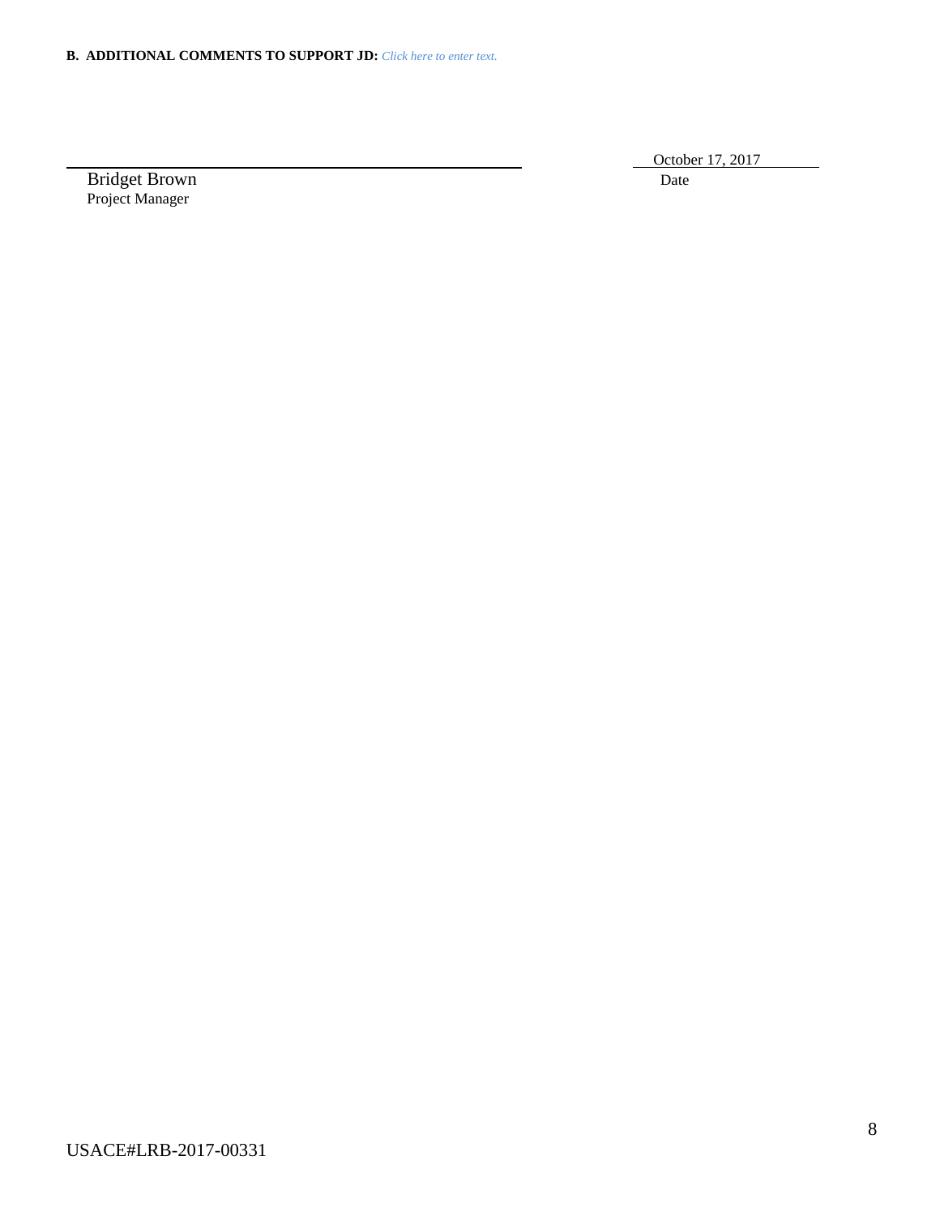**B. ADDITIONAL COMMENTS TO SUPPORT JD:** *Click here to enter text.*

Bridget Brown
Project Manager

October 17, 2017
Date

USACE#LRB-2017-00331